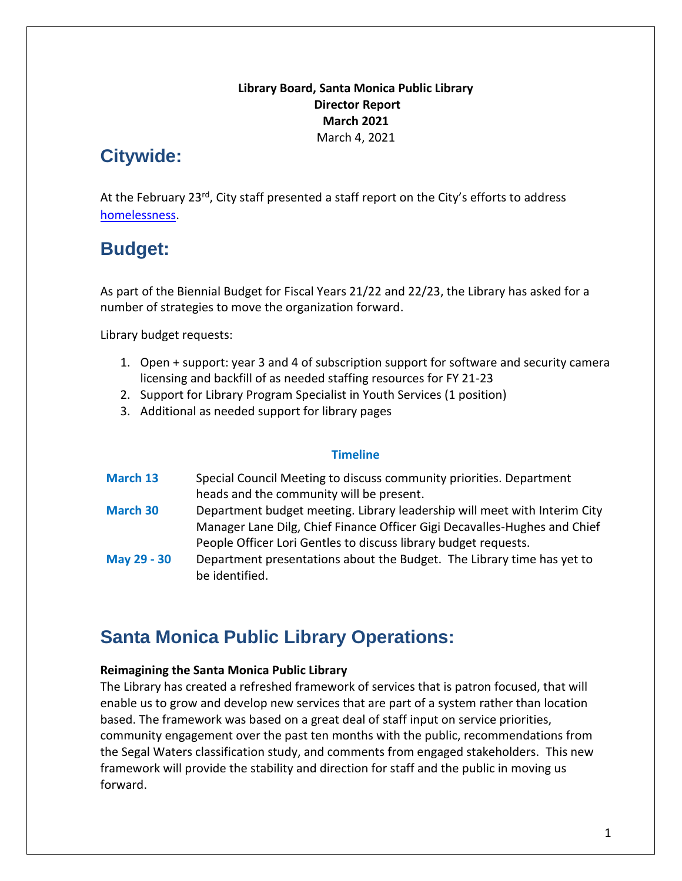**Library Board, Santa Monica Public Library**
**Director Report**
**March 2021**
March 4, 2021

## Citywide:

At the February 23rd, City staff presented a staff report on the City's efforts to address homelessness.

## Budget:

As part of the Biennial Budget for Fiscal Years 21/22 and 22/23, the Library has asked for a number of strategies to move the organization forward.

Library budget requests:

1. Open + support: year 3 and 4 of subscription support for software and security camera licensing and backfill of as needed staffing resources for FY 21-23
2. Support for Library Program Specialist in Youth Services (1 position)
3. Additional as needed support for library pages

**Timeline**

| | |
|---|---|
| **March 13** | Special Council Meeting to discuss community priorities. Department heads and the community will be present. |
| **March 30** | Department budget meeting. Library leadership will meet with Interim City Manager Lane Dilg, Chief Finance Officer Gigi Decavalles-Hughes and Chief People Officer Lori Gentles to discuss library budget requests. |
| **May 29 - 30** | Department presentations about the Budget. The Library time has yet to be identified. |

## Santa Monica Public Library Operations:

**Reimagining the Santa Monica Public Library**

The Library has created a refreshed framework of services that is patron focused, that will enable us to grow and develop new services that are part of a system rather than location based. The framework was based on a great deal of staff input on service priorities, community engagement over the past ten months with the public, recommendations from the Segal Waters classification study, and comments from engaged stakeholders. This new framework will provide the stability and direction for staff and the public in moving us forward.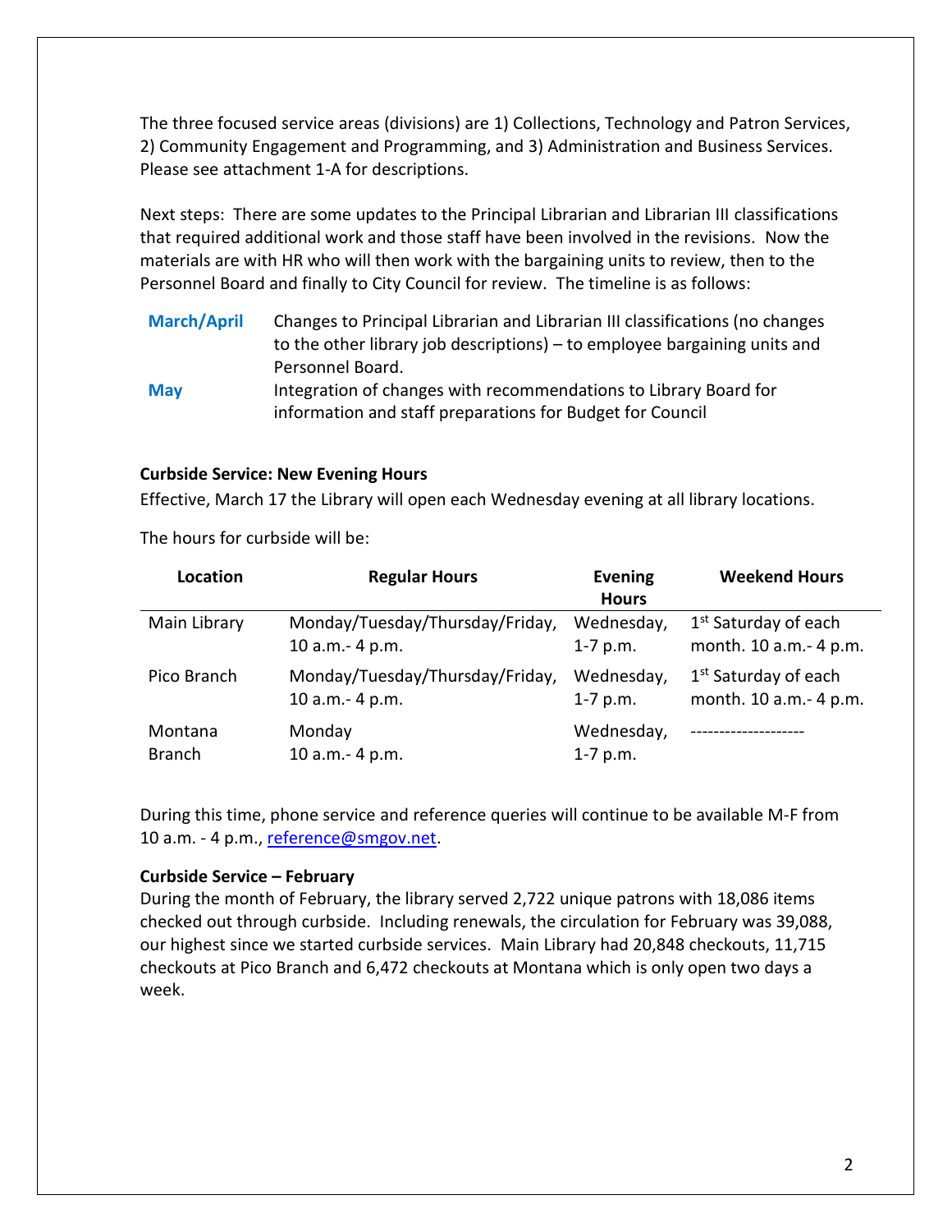The three focused service areas (divisions) are 1) Collections, Technology and Patron Services, 2) Community Engagement and Programming, and 3) Administration and Business Services. Please see attachment 1-A for descriptions.

Next steps: There are some updates to the Principal Librarian and Librarian III classifications that required additional work and those staff have been involved in the revisions. Now the materials are with HR who will then work with the bargaining units to review, then to the Personnel Board and finally to City Council for review. The timeline is as follows:

**March/April** Changes to Principal Librarian and Librarian III classifications (no changes to the other library job descriptions) – to employee bargaining units and Personnel Board.

**May** Integration of changes with recommendations to Library Board for information and staff preparations for Budget for Council

**Curbside Service: New Evening Hours**

Effective, March 17 the Library will open each Wednesday evening at all library locations.

The hours for curbside will be:

| Location | Regular Hours | Evening Hours | Weekend Hours |
|---|---|---|---|
| Main Library | Monday/Tuesday/Thursday/Friday, 10 a.m.- 4 p.m. | Wednesday, 1-7 p.m. | 1st Saturday of each month. 10 a.m.- 4 p.m. |
| Pico Branch | Monday/Tuesday/Thursday/Friday, 10 a.m.- 4 p.m. | Wednesday, 1-7 p.m. | 1st Saturday of each month. 10 a.m.- 4 p.m. |
| Montana Branch | Monday 10 a.m.- 4 p.m. | Wednesday, 1-7 p.m. | -------------------- |

During this time, phone service and reference queries will continue to be available M-F from 10 a.m. - 4 p.m., reference@smgov.net.

**Curbside Service – February**

During the month of February, the library served 2,722 unique patrons with 18,086 items checked out through curbside. Including renewals, the circulation for February was 39,088, our highest since we started curbside services. Main Library had 20,848 checkouts, 11,715 checkouts at Pico Branch and 6,472 checkouts at Montana which is only open two days a week.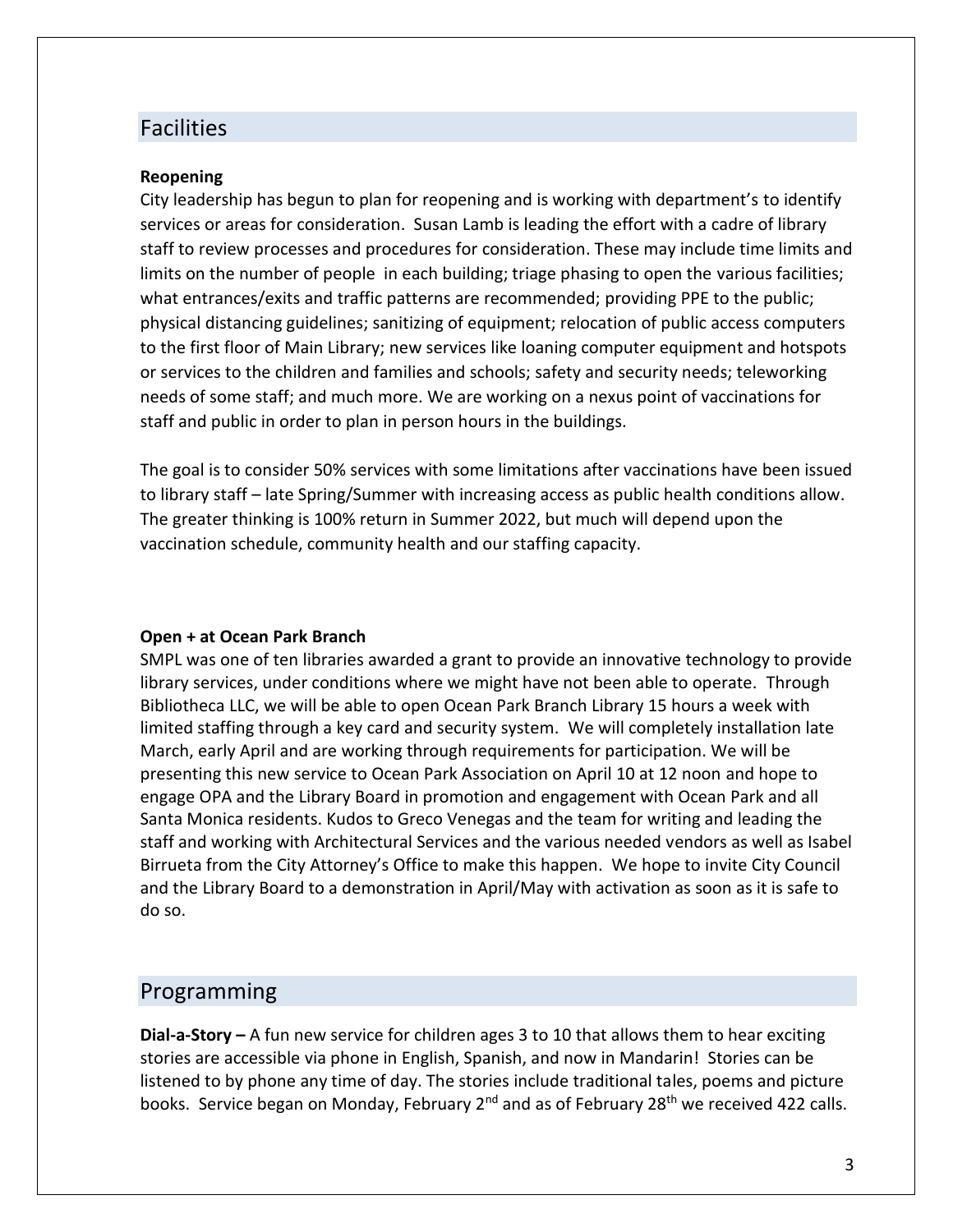## Facilities

**Reopening**

City leadership has begun to plan for reopening and is working with department's to identify services or areas for consideration. Susan Lamb is leading the effort with a cadre of library staff to review processes and procedures for consideration. These may include time limits and limits on the number of people in each building; triage phasing to open the various facilities; what entrances/exits and traffic patterns are recommended; providing PPE to the public; physical distancing guidelines; sanitizing of equipment; relocation of public access computers to the first floor of Main Library; new services like loaning computer equipment and hotspots or services to the children and families and schools; safety and security needs; teleworking needs of some staff; and much more. We are working on a nexus point of vaccinations for staff and public in order to plan in person hours in the buildings.

The goal is to consider 50% services with some limitations after vaccinations have been issued to library staff – late Spring/Summer with increasing access as public health conditions allow. The greater thinking is 100% return in Summer 2022, but much will depend upon the vaccination schedule, community health and our staffing capacity.

**Open + at Ocean Park Branch**

SMPL was one of ten libraries awarded a grant to provide an innovative technology to provide library services, under conditions where we might have not been able to operate. Through Bibliotheca LLC, we will be able to open Ocean Park Branch Library 15 hours a week with limited staffing through a key card and security system. We will completely installation late March, early April and are working through requirements for participation. We will be presenting this new service to Ocean Park Association on April 10 at 12 noon and hope to engage OPA and the Library Board in promotion and engagement with Ocean Park and all Santa Monica residents. Kudos to Greco Venegas and the team for writing and leading the staff and working with Architectural Services and the various needed vendors as well as Isabel Birrueta from the City Attorney's Office to make this happen. We hope to invite City Council and the Library Board to a demonstration in April/May with activation as soon as it is safe to do so.

## Programming

**Dial-a-Story –** A fun new service for children ages 3 to 10 that allows them to hear exciting stories are accessible via phone in English, Spanish, and now in Mandarin! Stories can be listened to by phone any time of day. The stories include traditional tales, poems and picture books. Service began on Monday, February 2nd and as of February 28th we received 422 calls.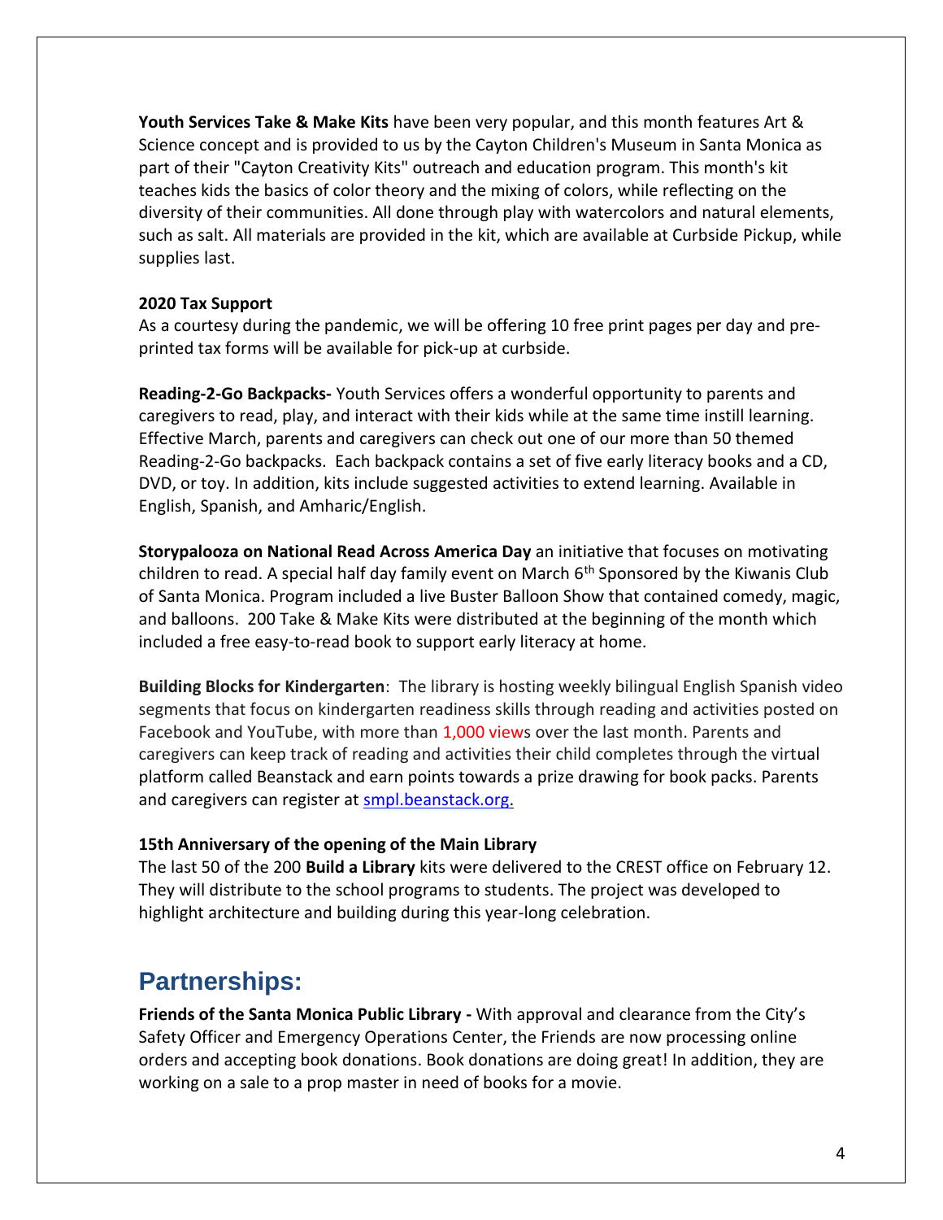**Youth Services Take & Make Kits** have been very popular, and this month features Art & Science concept and is provided to us by the Cayton Children's Museum in Santa Monica as part of their "Cayton Creativity Kits" outreach and education program. This month's kit teaches kids the basics of color theory and the mixing of colors, while reflecting on the diversity of their communities. All done through play with watercolors and natural elements, such as salt. All materials are provided in the kit, which are available at Curbside Pickup, while supplies last.

**2020 Tax Support**
As a courtesy during the pandemic, we will be offering 10 free print pages per day and pre-printed tax forms will be available for pick-up at curbside.

**Reading-2-Go Backpacks-** Youth Services offers a wonderful opportunity to parents and caregivers to read, play, and interact with their kids while at the same time instill learning. Effective March, parents and caregivers can check out one of our more than 50 themed Reading-2-Go backpacks. Each backpack contains a set of five early literacy books and a CD, DVD, or toy. In addition, kits include suggested activities to extend learning. Available in English, Spanish, and Amharic/English.

**Storypalooza on National Read Across America Day** an initiative that focuses on motivating children to read. A special half day family event on March 6th Sponsored by the Kiwanis Club of Santa Monica. Program included a live Buster Balloon Show that contained comedy, magic, and balloons. 200 Take & Make Kits were distributed at the beginning of the month which included a free easy-to-read book to support early literacy at home.

**Building Blocks for Kindergarten**: The library is hosting weekly bilingual English Spanish video segments that focus on kindergarten readiness skills through reading and activities posted on Facebook and YouTube, with more than 1,000 views over the last month. Parents and caregivers can keep track of reading and activities their child completes through the virtual platform called Beanstack and earn points towards a prize drawing for book packs. Parents and caregivers can register at smpl.beanstack.org.

**15th Anniversary of the opening of the Main Library**
The last 50 of the 200 **Build a Library** kits were delivered to the CREST office on February 12. They will distribute to the school programs to students. The project was developed to highlight architecture and building during this year-long celebration.

## Partnerships:

**Friends of the Santa Monica Public Library -** With approval and clearance from the City's Safety Officer and Emergency Operations Center, the Friends are now processing online orders and accepting book donations. Book donations are doing great! In addition, they are working on a sale to a prop master in need of books for a movie.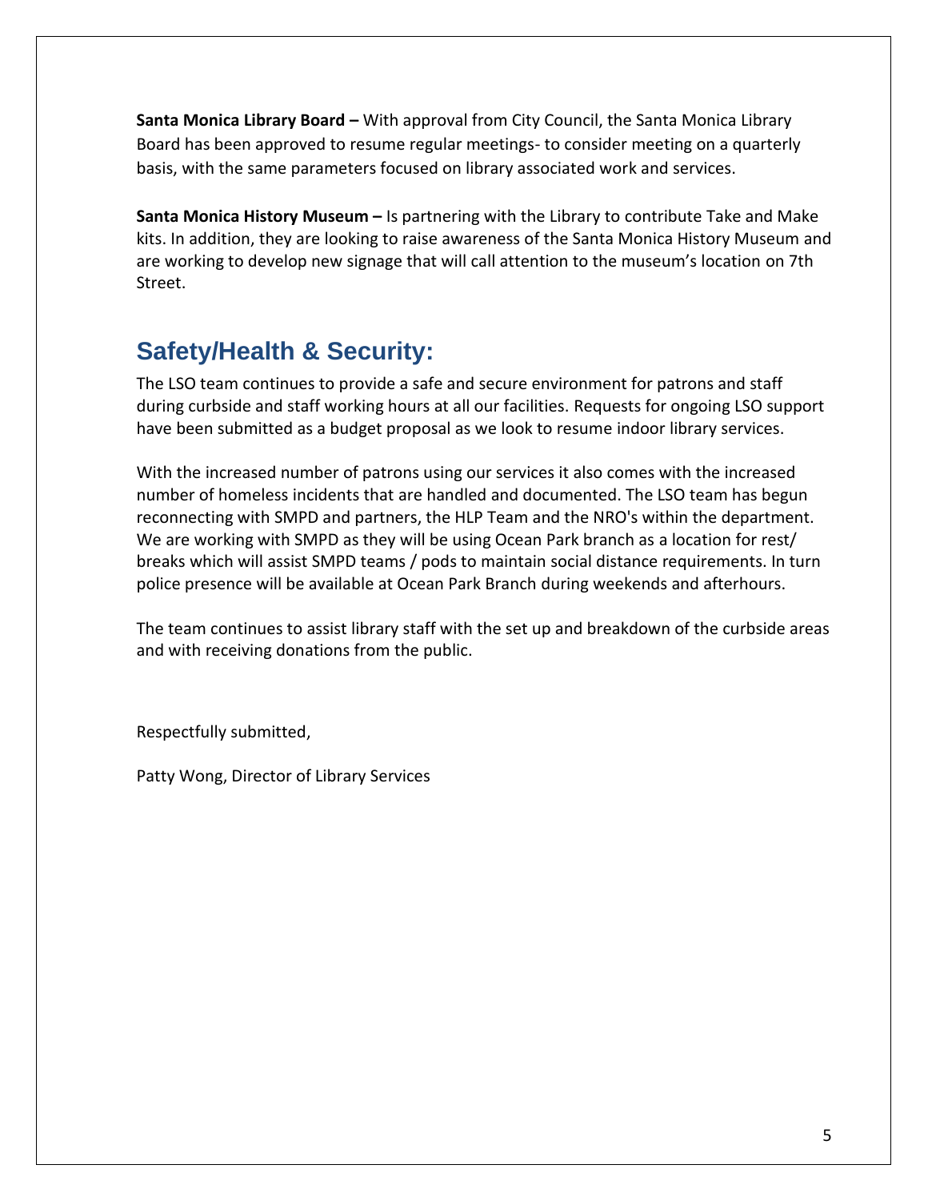**Santa Monica Library Board –** With approval from City Council, the Santa Monica Library Board has been approved to resume regular meetings- to consider meeting on a quarterly basis, with the same parameters focused on library associated work and services.

**Santa Monica History Museum –** Is partnering with the Library to contribute Take and Make kits. In addition, they are looking to raise awareness of the Santa Monica History Museum and are working to develop new signage that will call attention to the museum's location on 7th Street.

## Safety/Health & Security:

The LSO team continues to provide a safe and secure environment for patrons and staff during curbside and staff working hours at all our facilities. Requests for ongoing LSO support have been submitted as a budget proposal as we look to resume indoor library services.

With the increased number of patrons using our services it also comes with the increased number of homeless incidents that are handled and documented. The LSO team has begun reconnecting with SMPD and partners, the HLP Team and the NRO's within the department. We are working with SMPD as they will be using Ocean Park branch as a location for rest/ breaks which will assist SMPD teams / pods to maintain social distance requirements. In turn police presence will be available at Ocean Park Branch during weekends and afterhours.

The team continues to assist library staff with the set up and breakdown of the curbside areas and with receiving donations from the public.

Respectfully submitted,

Patty Wong, Director of Library Services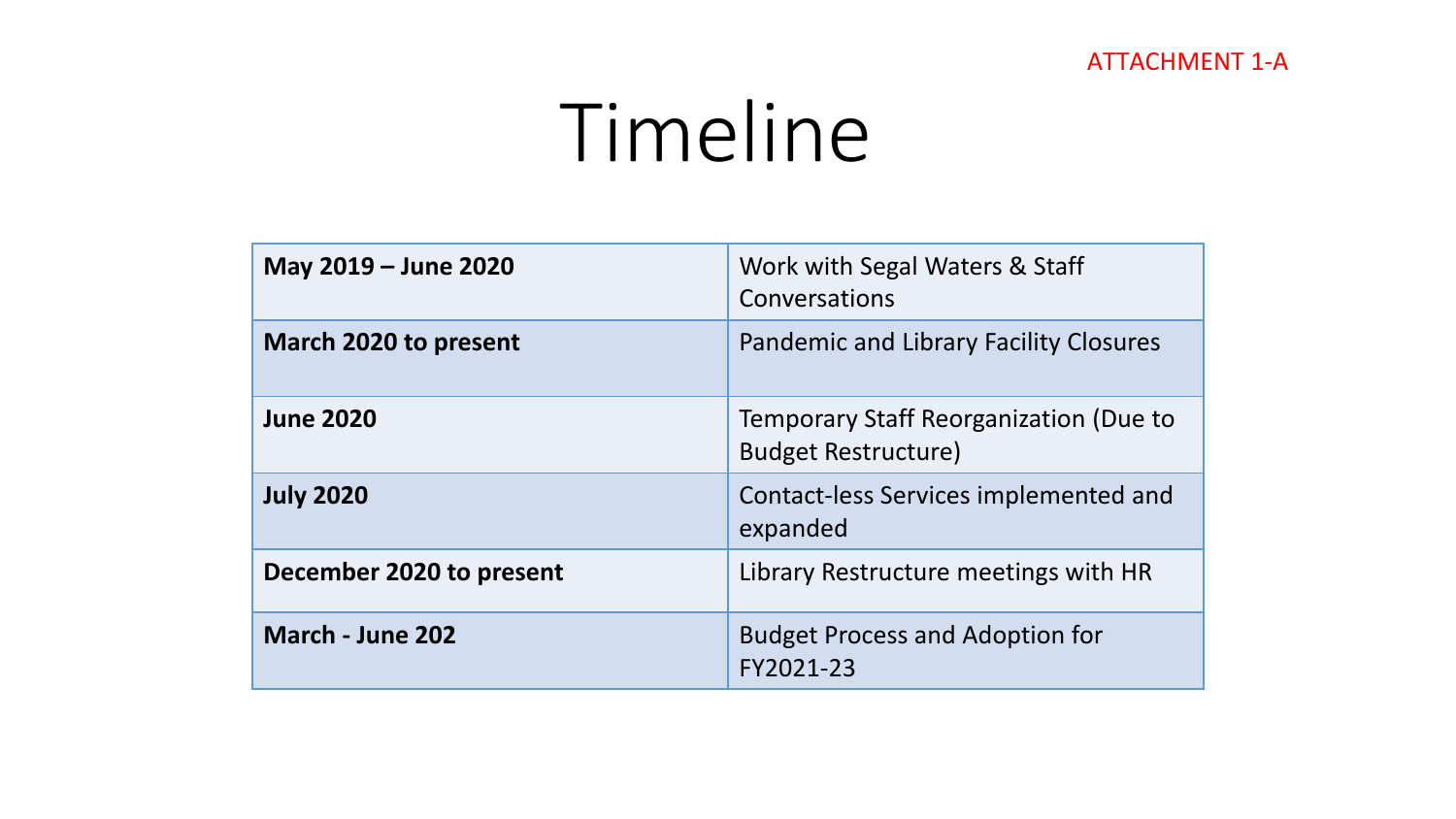ATTACHMENT 1-A

# Timeline

| | |
|---|---|
| **May 2019 – June 2020** | Work with Segal Waters & Staff Conversations |
| **March 2020 to present** | Pandemic and Library Facility Closures |
| **June 2020** | Temporary Staff Reorganization (Due to Budget Restructure) |
| **July 2020** | Contact-less Services implemented and expanded |
| **December 2020 to present** | Library Restructure meetings with HR |
| **March - June 202** | Budget Process and Adoption for FY2021-23 |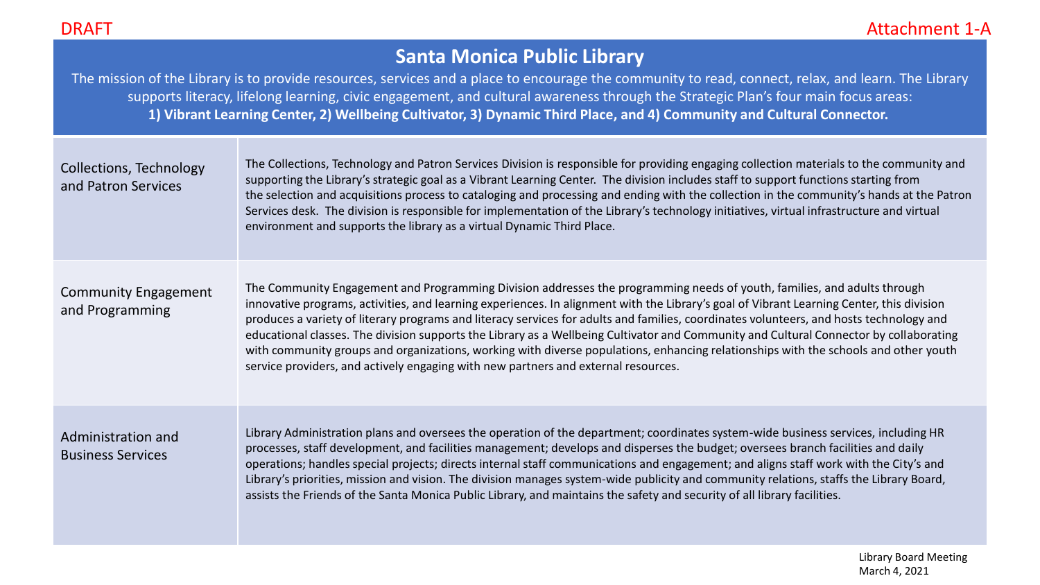DRAFT

Attachment 1-A

# Santa Monica Public Library

The mission of the Library is to provide resources, services and a place to encourage the community to read, connect, relax, and learn. The Library supports literacy, lifelong learning, civic engagement, and cultural awareness through the Strategic Plan's four main focus areas:
**1) Vibrant Learning Center, 2) Wellbeing Cultivator, 3) Dynamic Third Place, and 4) Community and Cultural Connector.**

| | |
|---|---|
| Collections, Technology and Patron Services | The Collections, Technology and Patron Services Division is responsible for providing engaging collection materials to the community and supporting the Library's strategic goal as a Vibrant Learning Center. The division includes staff to support functions starting from the selection and acquisitions process to cataloging and processing and ending with the collection in the community's hands at the Patron Services desk. The division is responsible for implementation of the Library's technology initiatives, virtual infrastructure and virtual environment and supports the library as a virtual Dynamic Third Place. |
| Community Engagement and Programming | The Community Engagement and Programming Division addresses the programming needs of youth, families, and adults through innovative programs, activities, and learning experiences. In alignment with the Library's goal of Vibrant Learning Center, this division produces a variety of literary programs and literacy services for adults and families, coordinates volunteers, and hosts technology and educational classes. The division supports the Library as a Wellbeing Cultivator and Community and Cultural Connector by collaborating with community groups and organizations, working with diverse populations, enhancing relationships with the schools and other youth service providers, and actively engaging with new partners and external resources. |
| Administration and Business Services | Library Administration plans and oversees the operation of the department; coordinates system-wide business services, including HR processes, staff development, and facilities management; develops and disperses the budget; oversees branch facilities and daily operations; handles special projects; directs internal staff communications and engagement; and aligns staff work with the City's and Library's priorities, mission and vision. The division manages system-wide publicity and community relations, staffs the Library Board, assists the Friends of the Santa Monica Public Library, and maintains the safety and security of all library facilities. |

Library Board Meeting
March 4, 2021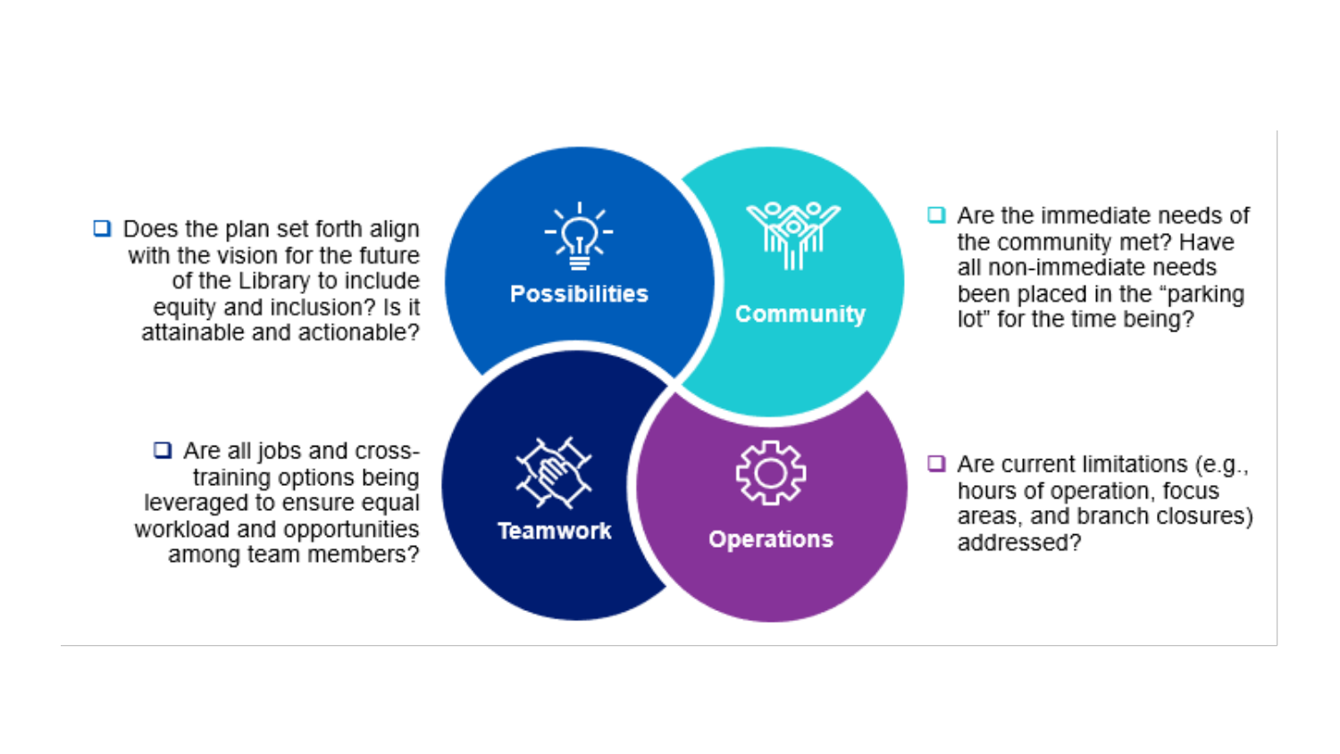- Does the plan set forth align with the vision for the future of the Library to include equity and inclusion? Is it attainable and actionable?

**Possibilities**

**Community**

- Are the immediate needs of the community met? Have all non-immediate needs been placed in the "parking lot" for the time being?

- Are all jobs and cross-training options being leveraged to ensure equal workload and opportunities among team members?

**Teamwork**

**Operations**

- Are current limitations (e.g., hours of operation, focus areas, and branch closures) addressed?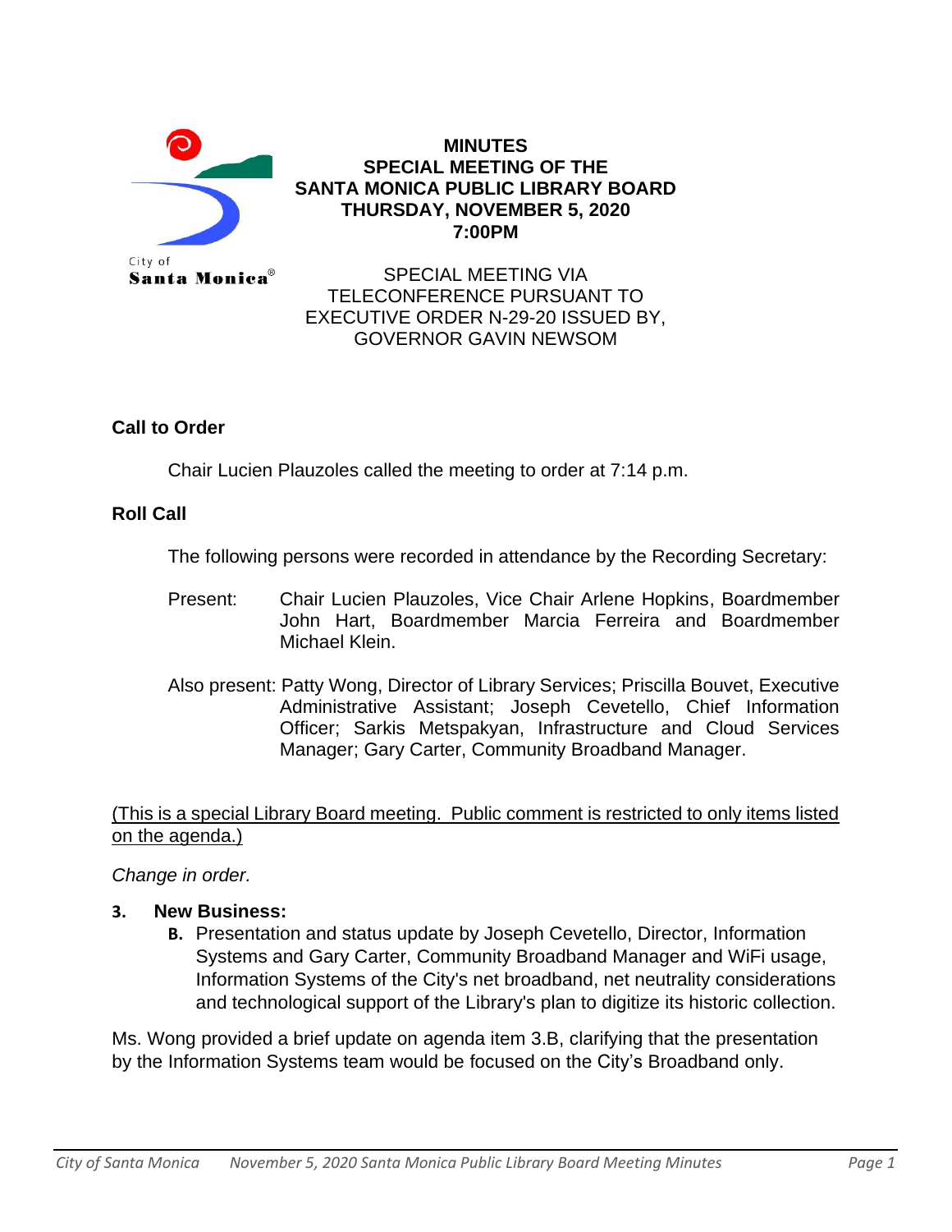City of Santa Monica

**MINUTES**
**SPECIAL MEETING OF THE**
**SANTA MONICA PUBLIC LIBRARY BOARD**
**THURSDAY, NOVEMBER 5, 2020**
**7:00PM**

SPECIAL MEETING VIA TELECONFERENCE PURSUANT TO EXECUTIVE ORDER N-29-20 ISSUED BY, GOVERNOR GAVIN NEWSOM

## Call to Order

Chair Lucien Plauzoles called the meeting to order at 7:14 p.m.

## Roll Call

The following persons were recorded in attendance by the Recording Secretary:

Present: Chair Lucien Plauzoles, Vice Chair Arlene Hopkins, Boardmember John Hart, Boardmember Marcia Ferreira and Boardmember Michael Klein.

Also present: Patty Wong, Director of Library Services; Priscilla Bouvet, Executive Administrative Assistant; Joseph Cevetello, Chief Information Officer; Sarkis Metspakyan, Infrastructure and Cloud Services Manager; Gary Carter, Community Broadband Manager.

<u>(This is a special Library Board meeting. Public comment is restricted to only items listed on the agenda.)</u>

*Change in order.*

**3. New Business:**

**B.** Presentation and status update by Joseph Cevetello, Director, Information Systems and Gary Carter, Community Broadband Manager and WiFi usage, Information Systems of the City's net broadband, net neutrality considerations and technological support of the Library's plan to digitize its historic collection.

Ms. Wong provided a brief update on agenda item 3.B, clarifying that the presentation by the Information Systems team would be focused on the City's Broadband only.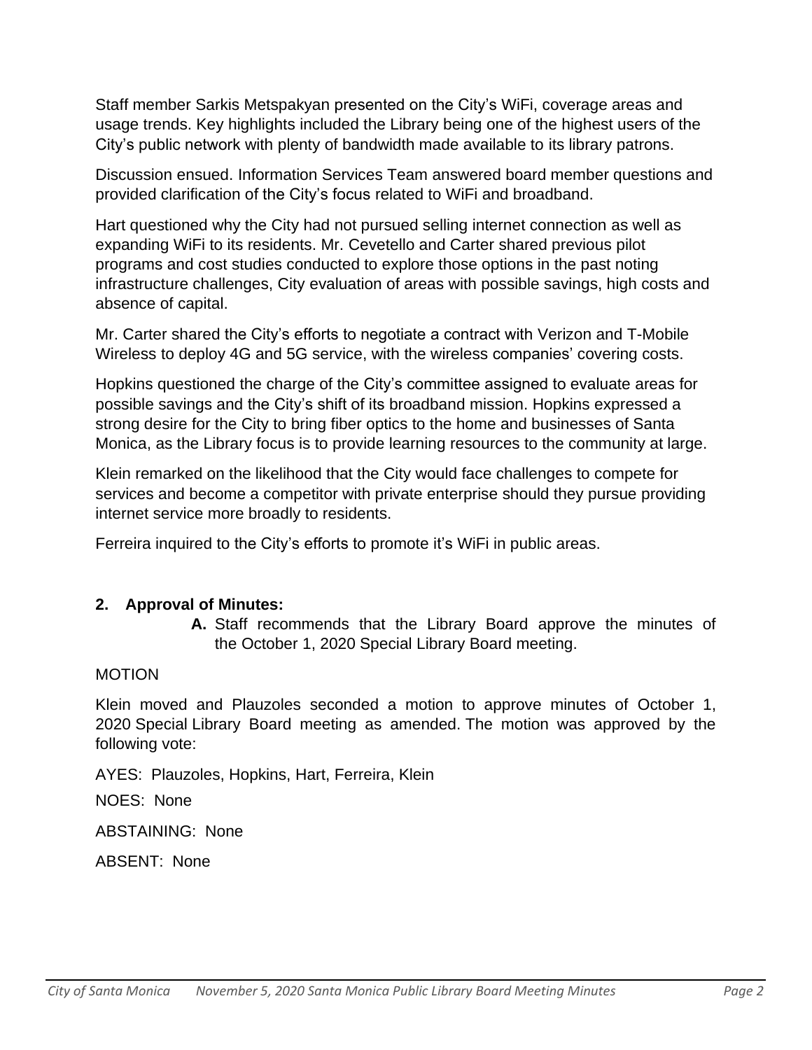Staff member Sarkis Metspakyan presented on the City's WiFi, coverage areas and usage trends. Key highlights included the Library being one of the highest users of the City's public network with plenty of bandwidth made available to its library patrons.

Discussion ensued. Information Services Team answered board member questions and provided clarification of the City's focus related to WiFi and broadband.

Hart questioned why the City had not pursued selling internet connection as well as expanding WiFi to its residents. Mr. Cevetello and Carter shared previous pilot programs and cost studies conducted to explore those options in the past noting infrastructure challenges, City evaluation of areas with possible savings, high costs and absence of capital.

Mr. Carter shared the City's efforts to negotiate a contract with Verizon and T-Mobile Wireless to deploy 4G and 5G service, with the wireless companies' covering costs.

Hopkins questioned the charge of the City's committee assigned to evaluate areas for possible savings and the City's shift of its broadband mission. Hopkins expressed a strong desire for the City to bring fiber optics to the home and businesses of Santa Monica, as the Library focus is to provide learning resources to the community at large.

Klein remarked on the likelihood that the City would face challenges to compete for services and become a competitor with private enterprise should they pursue providing internet service more broadly to residents.

Ferreira inquired to the City's efforts to promote it's WiFi in public areas.

**2. Approval of Minutes:**

**A.** Staff recommends that the Library Board approve the minutes of the October 1, 2020 Special Library Board meeting.

MOTION

Klein moved and Plauzoles seconded a motion to approve minutes of October 1, 2020 Special Library Board meeting as amended. The motion was approved by the following vote:

AYES: Plauzoles, Hopkins, Hart, Ferreira, Klein

NOES: None

ABSTAINING: None

ABSENT: None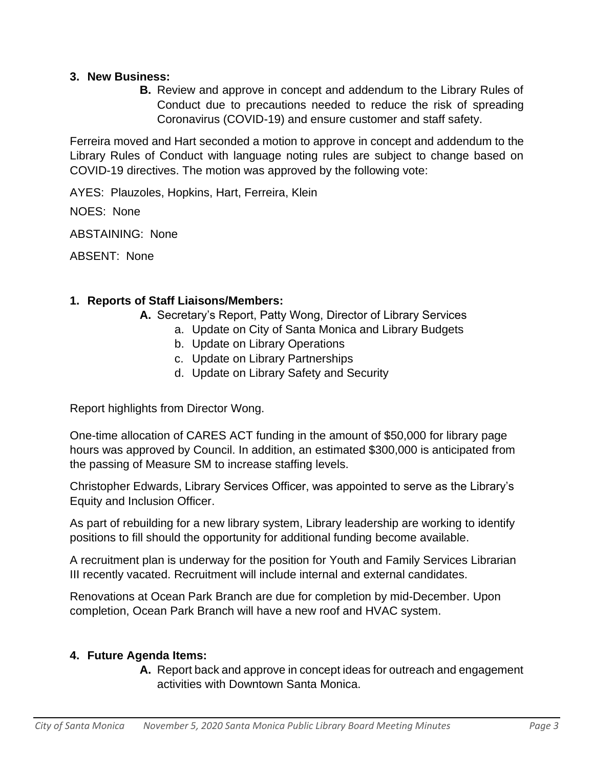**3. New Business:**

**B.** Review and approve in concept and addendum to the Library Rules of Conduct due to precautions needed to reduce the risk of spreading Coronavirus (COVID-19) and ensure customer and staff safety.

Ferreira moved and Hart seconded a motion to approve in concept and addendum to the Library Rules of Conduct with language noting rules are subject to change based on COVID-19 directives. The motion was approved by the following vote:

AYES: Plauzoles, Hopkins, Hart, Ferreira, Klein

NOES: None

ABSTAINING: None

ABSENT: None

**1. Reports of Staff Liaisons/Members:**

**A.** Secretary's Report, Patty Wong, Director of Library Services

a. Update on City of Santa Monica and Library Budgets
b. Update on Library Operations
c. Update on Library Partnerships
d. Update on Library Safety and Security

Report highlights from Director Wong.

One-time allocation of CARES ACT funding in the amount of $50,000 for library page hours was approved by Council. In addition, an estimated $300,000 is anticipated from the passing of Measure SM to increase staffing levels.

Christopher Edwards, Library Services Officer, was appointed to serve as the Library's Equity and Inclusion Officer.

As part of rebuilding for a new library system, Library leadership are working to identify positions to fill should the opportunity for additional funding become available.

A recruitment plan is underway for the position for Youth and Family Services Librarian III recently vacated. Recruitment will include internal and external candidates.

Renovations at Ocean Park Branch are due for completion by mid-December. Upon completion, Ocean Park Branch will have a new roof and HVAC system.

**4. Future Agenda Items:**

**A.** Report back and approve in concept ideas for outreach and engagement activities with Downtown Santa Monica.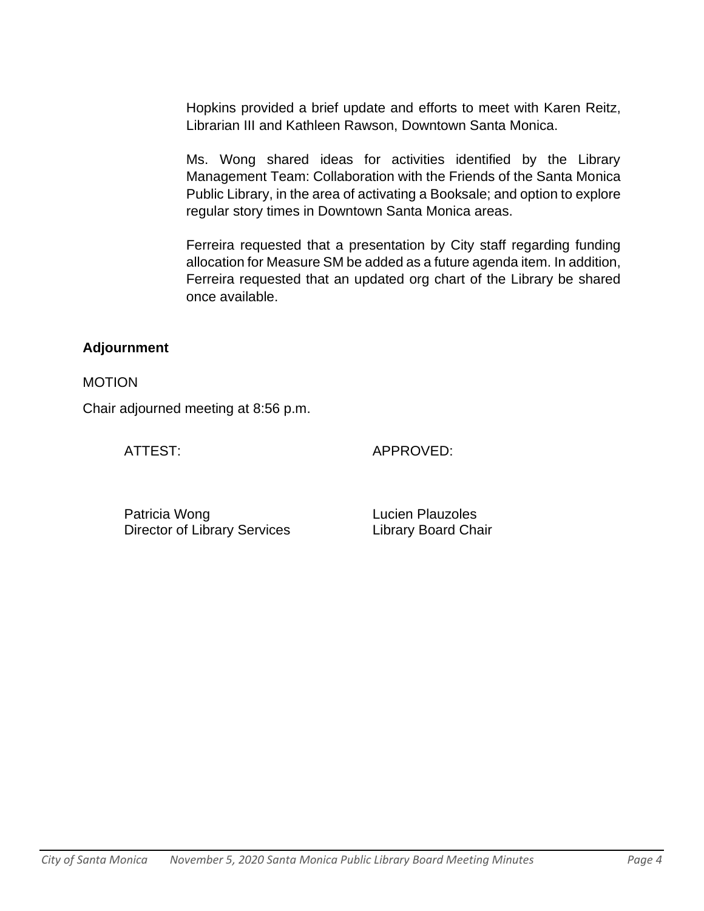Hopkins provided a brief update and efforts to meet with Karen Reitz, Librarian III and Kathleen Rawson, Downtown Santa Monica.

Ms. Wong shared ideas for activities identified by the Library Management Team: Collaboration with the Friends of the Santa Monica Public Library, in the area of activating a Booksale; and option to explore regular story times in Downtown Santa Monica areas.

Ferreira requested that a presentation by City staff regarding funding allocation for Measure SM be added as a future agenda item. In addition, Ferreira requested that an updated org chart of the Library be shared once available.

**Adjournment**

MOTION

Chair adjourned meeting at 8:56 p.m.

| ATTEST: | APPROVED: |
| --- | --- |
| Patricia Wong<br>Director of Library Services | Lucien Plauzoles<br>Library Board Chair |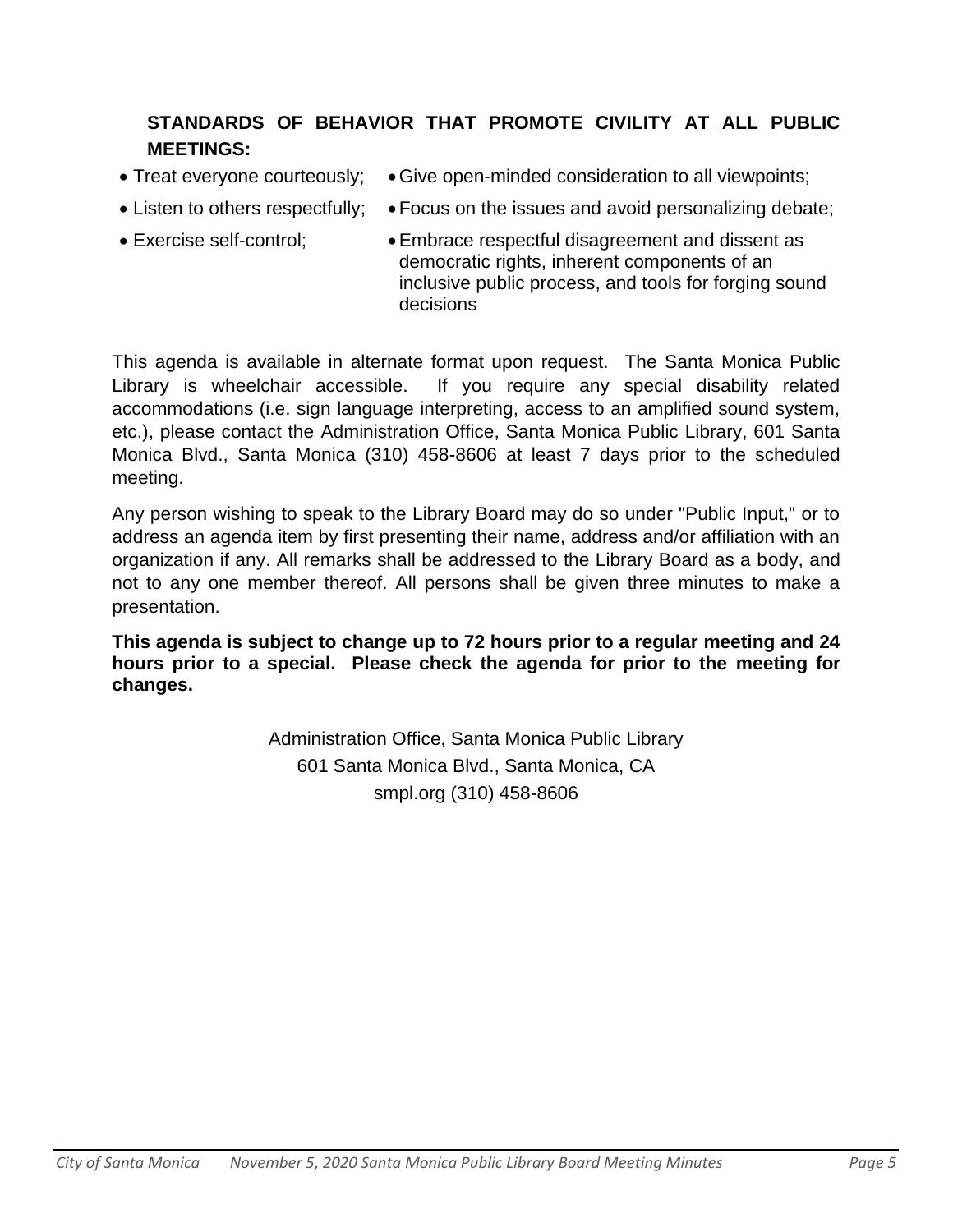**STANDARDS OF BEHAVIOR THAT PROMOTE CIVILITY AT ALL PUBLIC MEETINGS:**

- Treat everyone courteously;
- Listen to others respectfully;
- Exercise self-control;
- Give open-minded consideration to all viewpoints;
- Focus on the issues and avoid personalizing debate;
- Embrace respectful disagreement and dissent as democratic rights, inherent components of an inclusive public process, and tools for forging sound decisions

This agenda is available in alternate format upon request. The Santa Monica Public Library is wheelchair accessible. If you require any special disability related accommodations (i.e. sign language interpreting, access to an amplified sound system, etc.), please contact the Administration Office, Santa Monica Public Library, 601 Santa Monica Blvd., Santa Monica (310) 458-8606 at least 7 days prior to the scheduled meeting.

Any person wishing to speak to the Library Board may do so under "Public Input," or to address an agenda item by first presenting their name, address and/or affiliation with an organization if any. All remarks shall be addressed to the Library Board as a body, and not to any one member thereof. All persons shall be given three minutes to make a presentation.

**This agenda is subject to change up to 72 hours prior to a regular meeting and 24 hours prior to a special. Please check the agenda for prior to the meeting for changes.**

Administration Office, Santa Monica Public Library
601 Santa Monica Blvd., Santa Monica, CA
smpl.org (310) 458-8606